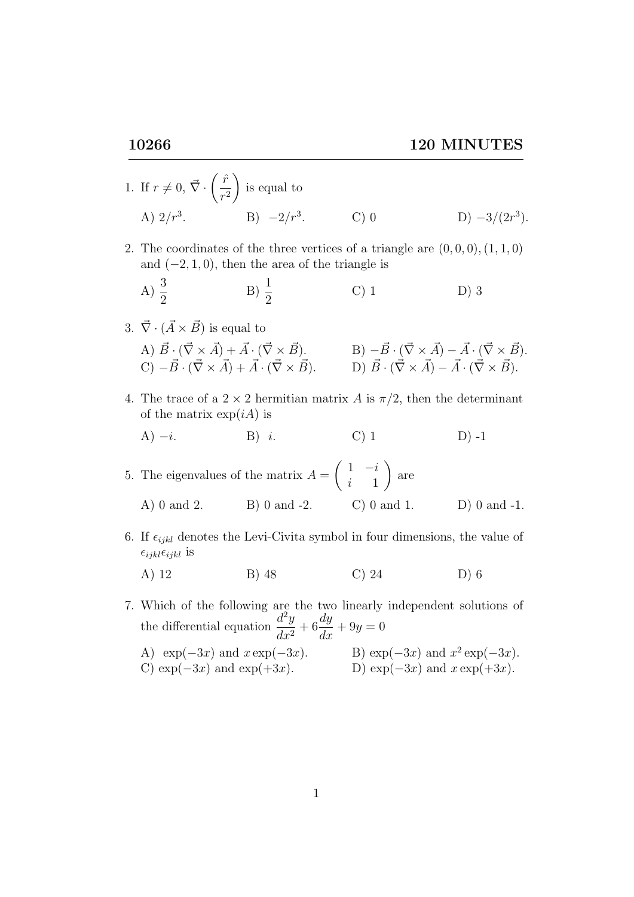**10266** **120 MINUTES**

1. If $r \neq 0$, $\vec{\nabla} \cdot \left(\frac{\hat{r}}{r^2}\right)$ is equal to

   A) $2/r^3$. B) $-2/r^3$. C) 0 D) $-3/(2r^3)$.

2. The coordinates of the three vertices of a triangle are $(0,0,0), (1,1,0)$ and $(-2,1,0)$, then the area of the triangle is

   A) $\frac{3}{2}$ B) $\frac{1}{2}$ C) 1 D) 3

3. $\vec{\nabla} \cdot (\vec{A} \times \vec{B})$ is equal to

   A) $\vec{B} \cdot (\vec{\nabla} \times \vec{A}) + \vec{A} \cdot (\vec{\nabla} \times \vec{B})$. B) $-\vec{B} \cdot (\vec{\nabla} \times \vec{A}) - \vec{A} \cdot (\vec{\nabla} \times \vec{B})$.
   C) $-\vec{B} \cdot (\vec{\nabla} \times \vec{A}) + \vec{A} \cdot (\vec{\nabla} \times \vec{B})$. D) $\vec{B} \cdot (\vec{\nabla} \times \vec{A}) - \vec{A} \cdot (\vec{\nabla} \times \vec{B})$.

4. The trace of a $2 \times 2$ hermitian matrix $A$ is $\pi/2$, then the determinant of the matrix $\exp(iA)$ is

   A) $-i$. B) $i$. C) 1 D) -1

5. The eigenvalues of the matrix $A = \begin{pmatrix} 1 & -i \\ i & 1 \end{pmatrix}$ are

   A) 0 and 2. B) 0 and -2. C) 0 and 1. D) 0 and -1.

6. If $\epsilon_{ijkl}$ denotes the Levi-Civita symbol in four dimensions, the value of $\epsilon_{ijkl}\epsilon_{ijkl}$ is

   A) 12 B) 48 C) 24 D) 6

7. Which of the following are the two linearly independent solutions of the differential equation $\frac{d^2y}{dx^2} + 6\frac{dy}{dx} + 9y = 0$

   A) $\exp(-3x)$ and $x\exp(-3x)$. B) $\exp(-3x)$ and $x^2\exp(-3x)$.
   C) $\exp(-3x)$ and $\exp(+3x)$. D) $\exp(-3x)$ and $x\exp(+3x)$.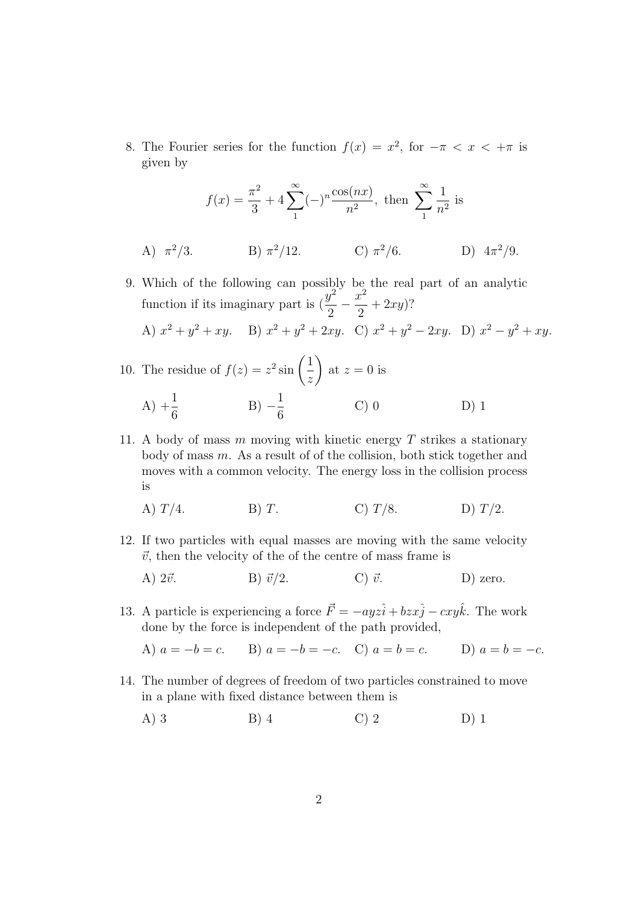8. The Fourier series for the function $f(x) = x^2$, for $-\pi < x < +\pi$ is given by

$$f(x) = \frac{\pi^2}{3} + 4\sum_{1}^{\infty}(-)^n \frac{\cos(nx)}{n^2}, \text{ then } \sum_{1}^{\infty}\frac{1}{n^2} \text{ is}$$

A) $\pi^2/3$. B) $\pi^2/12$. C) $\pi^2/6$. D) $4\pi^2/9$.

9. Which of the following can possibly be the real part of an analytic function if its imaginary part is $(\frac{y^2}{2} - \frac{x^2}{2} + 2xy)$?

A) $x^2 + y^2 + xy$. B) $x^2 + y^2 + 2xy$. C) $x^2 + y^2 - 2xy$. D) $x^2 - y^2 + xy$.

10. The residue of $f(z) = z^2 \sin\left(\frac{1}{z}\right)$ at $z = 0$ is

A) $+\frac{1}{6}$ B) $-\frac{1}{6}$ C) 0 D) 1

11. A body of mass $m$ moving with kinetic energy $T$ strikes a stationary body of mass $m$. As a result of of the collision, both stick together and moves with a common velocity. The energy loss in the collision process is

A) $T/4$. B) $T$. C) $T/8$. D) $T/2$.

12. If two particles with equal masses are moving with the same velocity $\vec{v}$, then the velocity of the of the centre of mass frame is

A) $2\vec{v}$. B) $\vec{v}/2$. C) $\vec{v}$. D) zero.

13. A particle is experiencing a force $\vec{F} = -ayz\hat{i} + bzx\hat{j} - cxy\hat{k}$. The work done by the force is independent of the path provided,

A) $a = -b = c$. B) $a = -b = -c$. C) $a = b = c$. D) $a = b = -c$.

14. The number of degrees of freedom of two particles constrained to move in a plane with fixed distance between them is

A) 3 B) 4 C) 2 D) 1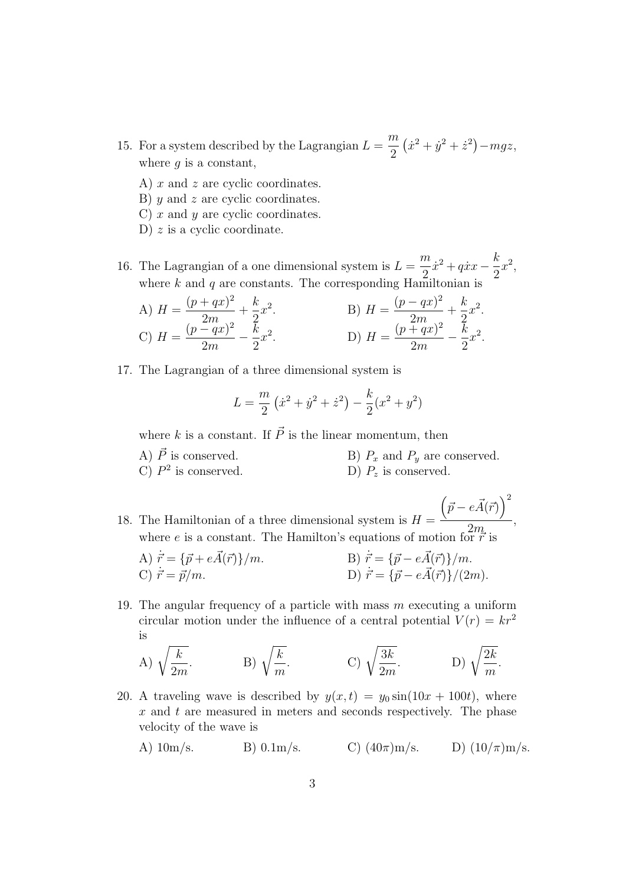15. For a system described by the Lagrangian $L = \frac{m}{2}\left(\dot{x}^2 + \dot{y}^2 + \dot{z}^2\right) - mgz$, where $g$ is a constant,

    A) $x$ and $z$ are cyclic coordinates.
    B) $y$ and $z$ are cyclic coordinates.
    C) $x$ and $y$ are cyclic coordinates.
    D) $z$ is a cyclic coordinate.

16. The Lagrangian of a one dimensional system is $L = \frac{m}{2}\dot{x}^2 + q\dot{x}x - \frac{k}{2}x^2$, where $k$ and $q$ are constants. The corresponding Hamiltonian is

    A) $H = \frac{(p+qx)^2}{2m} + \frac{k}{2}x^2$.
    B) $H = \frac{(p-qx)^2}{2m} + \frac{k}{2}x^2$.
    C) $H = \frac{(p-qx)^2}{2m} - \frac{k}{2}x^2$.
    D) $H = \frac{(p+qx)^2}{2m} - \frac{k}{2}x^2$.

17. The Lagrangian of a three dimensional system is

$$L = \frac{m}{2}\left(\dot{x}^2 + \dot{y}^2 + \dot{z}^2\right) - \frac{k}{2}(x^2 + y^2)$$

    where $k$ is a constant. If $\vec{P}$ is the linear momentum, then

    A) $\vec{P}$ is conserved.
    B) $P_x$ and $P_y$ are conserved.
    C) $P^2$ is conserved.
    D) $P_z$ is conserved.

18. The Hamiltonian of a three dimensional system is $H = \frac{\left(\vec{p} - e\vec{A}(\vec{r})\right)^2}{2m}$, where $e$ is a constant. The Hamilton's equations of motion for $\vec{r}$ is

    A) $\dot{\vec{r}} = \{\vec{p} + e\vec{A}(\vec{r})\}/m$.
    B) $\dot{\vec{r}} = \{\vec{p} - e\vec{A}(\vec{r})\}/m$.
    C) $\dot{\vec{r}} = \vec{p}/m$.
    D) $\dot{\vec{r}} = \{\vec{p} - e\vec{A}(\vec{r})\}/(2m)$.

19. The angular frequency of a particle with mass $m$ executing a uniform circular motion under the influence of a central potential $V(r) = kr^2$ is

    A) $\sqrt{\frac{k}{2m}}$.
    B) $\sqrt{\frac{k}{m}}$.
    C) $\sqrt{\frac{3k}{2m}}$.
    D) $\sqrt{\frac{2k}{m}}$.

20. A traveling wave is described by $y(x,t) = y_0 \sin(10x + 100t)$, where $x$ and $t$ are measured in meters and seconds respectively. The phase velocity of the wave is

    A) 10m/s.
    B) 0.1m/s.
    C) $(40\pi)$m/s.
    D) $(10/\pi)$m/s.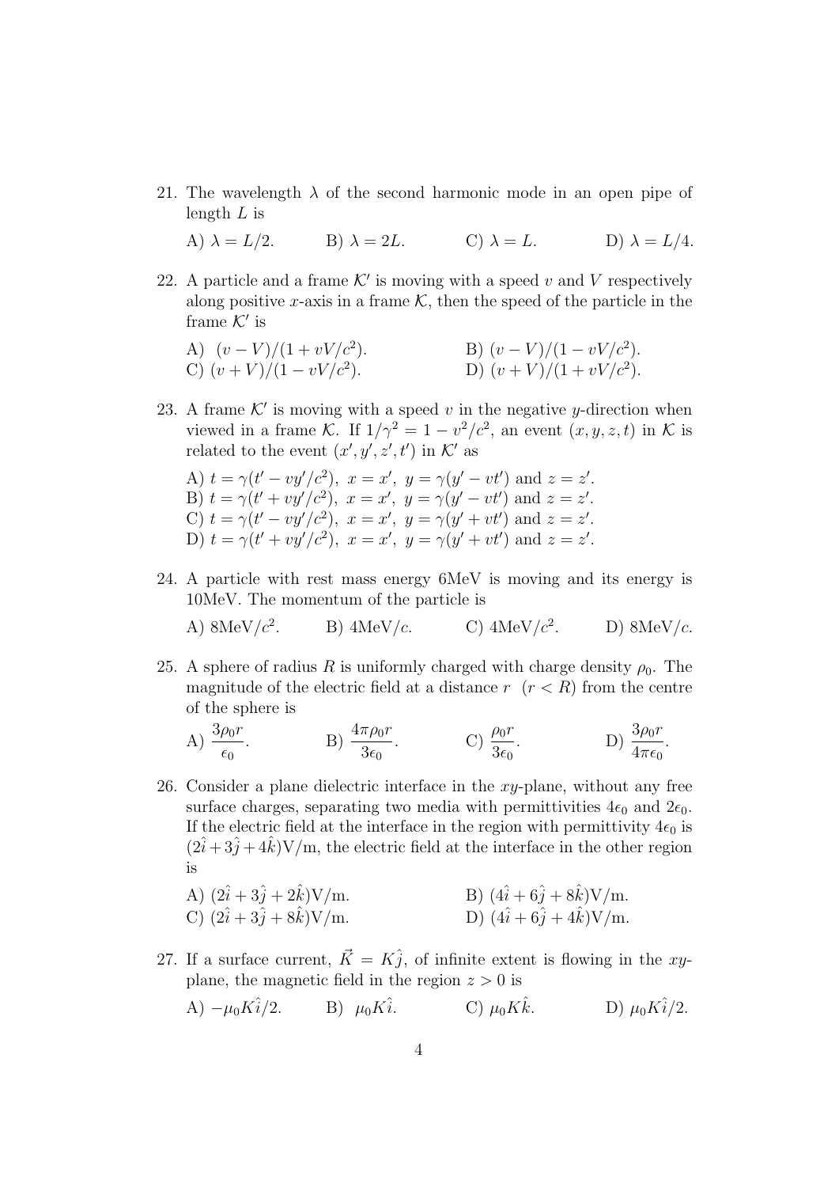21. The wavelength $\lambda$ of the second harmonic mode in an open pipe of length $L$ is

    A) $\lambda = L/2$. B) $\lambda = 2L$. C) $\lambda = L$. D) $\lambda = L/4$.

22. A particle and a frame $\mathcal{K}'$ is moving with a speed $v$ and $V$ respectively along positive $x$-axis in a frame $\mathcal{K}$, then the speed of the particle in the frame $\mathcal{K}'$ is

    A) $(v - V)/(1 + vV/c^2)$.
    B) $(v - V)/(1 - vV/c^2)$.
    C) $(v + V)/(1 - vV/c^2)$.
    D) $(v + V)/(1 + vV/c^2)$.

23. A frame $\mathcal{K}'$ is moving with a speed $v$ in the negative $y$-direction when viewed in a frame $\mathcal{K}$. If $1/\gamma^2 = 1 - v^2/c^2$, an event $(x, y, z, t)$ in $\mathcal{K}$ is related to the event $(x', y', z', t')$ in $\mathcal{K}'$ as

    A) $t = \gamma(t' - vy'/c^2),\ x = x',\ y = \gamma(y' - vt')$ and $z = z'$.
    B) $t = \gamma(t' + vy'/c^2),\ x = x',\ y = \gamma(y' - vt')$ and $z = z'$.
    C) $t = \gamma(t' - vy'/c^2),\ x = x',\ y = \gamma(y' + vt')$ and $z = z'$.
    D) $t = \gamma(t' + vy'/c^2),\ x = x',\ y = \gamma(y' + vt')$ and $z = z'$.

24. A particle with rest mass energy 6MeV is moving and its energy is 10MeV. The momentum of the particle is

    A) $8\text{MeV}/c^2$. B) $4\text{MeV}/c$. C) $4\text{MeV}/c^2$. D) $8\text{MeV}/c$.

25. A sphere of radius $R$ is uniformly charged with charge density $\rho_0$. The magnitude of the electric field at a distance $r$ $(r < R)$ from the centre of the sphere is

    A) $\dfrac{3\rho_0 r}{\epsilon_0}$. B) $\dfrac{4\pi\rho_0 r}{3\epsilon_0}$. C) $\dfrac{\rho_0 r}{3\epsilon_0}$. D) $\dfrac{3\rho_0 r}{4\pi\epsilon_0}$.

26. Consider a plane dielectric interface in the $xy$-plane, without any free surface charges, separating two media with permittivities $4\epsilon_0$ and $2\epsilon_0$. If the electric field at the interface in the region with permittivity $4\epsilon_0$ is $(2\hat{i} + 3\hat{j} + 4\hat{k})$V/m, the electric field at the interface in the other region is

    A) $(2\hat{i} + 3\hat{j} + 2\hat{k})$V/m.
    B) $(4\hat{i} + 6\hat{j} + 8\hat{k})$V/m.
    C) $(2\hat{i} + 3\hat{j} + 8\hat{k})$V/m.
    D) $(4\hat{i} + 6\hat{j} + 4\hat{k})$V/m.

27. If a surface current, $\vec{K} = K\hat{j}$, of infinite extent is flowing in the $xy$-plane, the magnetic field in the region $z > 0$ is

    A) $-\mu_0 K\hat{i}/2$. B) $\mu_0 K\hat{i}$. C) $\mu_0 K\hat{k}$. D) $\mu_0 K\hat{i}/2$.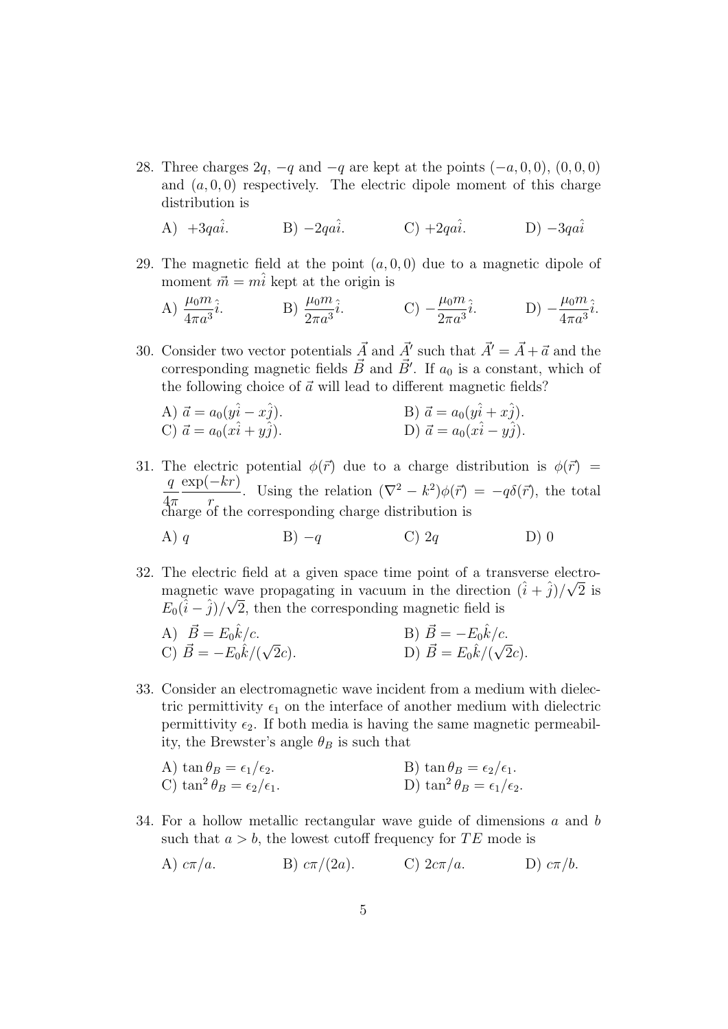28. Three charges $2q$, $-q$ and $-q$ are kept at the points $(-a, 0, 0)$, $(0, 0, 0)$ and $(a, 0, 0)$ respectively. The electric dipole moment of this charge distribution is

    A) $+3qa\hat{i}$.　　B) $-2qa\hat{i}$.　　C) $+2qa\hat{i}$.　　D) $-3qa\hat{i}$

29. The magnetic field at the point $(a, 0, 0)$ due to a magnetic dipole of moment $\vec{m} = m\hat{i}$ kept at the origin is

    A) $\dfrac{\mu_0 m}{4\pi a^3}\hat{i}$.　　B) $\dfrac{\mu_0 m}{2\pi a^3}\hat{i}$.　　C) $-\dfrac{\mu_0 m}{2\pi a^3}\hat{i}$.　　D) $-\dfrac{\mu_0 m}{4\pi a^3}\hat{i}$.

30. Consider two vector potentials $\vec{A}$ and $\vec{A}'$ such that $\vec{A}' = \vec{A} + \vec{a}$ and the corresponding magnetic fields $\vec{B}$ and $\vec{B}'$. If $a_0$ is a constant, which of the following choice of $\vec{a}$ will lead to different magnetic fields?

    A) $\vec{a} = a_0(y\hat{i} - x\hat{j})$.　　B) $\vec{a} = a_0(y\hat{i} + x\hat{j})$.
    C) $\vec{a} = a_0(x\hat{i} + y\hat{j})$.　　D) $\vec{a} = a_0(x\hat{i} - y\hat{j})$.

31. The electric potential $\phi(\vec{r})$ due to a charge distribution is $\phi(\vec{r}) = \dfrac{q}{4\pi}\dfrac{\exp(-kr)}{r}$. Using the relation $(\nabla^2 - k^2)\phi(\vec{r}) = -q\delta(\vec{r})$, the total charge of the corresponding charge distribution is

    A) $q$　　B) $-q$　　C) $2q$　　D) $0$

32. The electric field at a given space time point of a transverse electromagnetic wave propagating in vacuum in the direction $(\hat{i} + \hat{j})/\sqrt{2}$ is $E_0(\hat{i} - \hat{j})/\sqrt{2}$, then the corresponding magnetic field is

    A) $\vec{B} = E_0\hat{k}/c$.　　B) $\vec{B} = -E_0\hat{k}/c$.
    C) $\vec{B} = -E_0\hat{k}/(\sqrt{2}c)$.　　D) $\vec{B} = E_0\hat{k}/(\sqrt{2}c)$.

33. Consider an electromagnetic wave incident from a medium with dielectric permittivity $\epsilon_1$ on the interface of another medium with dielectric permittivity $\epsilon_2$. If both media is having the same magnetic permeability, the Brewster's angle $\theta_B$ is such that

    A) $\tan\theta_B = \epsilon_1/\epsilon_2$.　　B) $\tan\theta_B = \epsilon_2/\epsilon_1$.
    C) $\tan^2\theta_B = \epsilon_2/\epsilon_1$.　　D) $\tan^2\theta_B = \epsilon_1/\epsilon_2$.

34. For a hollow metallic rectangular wave guide of dimensions $a$ and $b$ such that $a > b$, the lowest cutoff frequency for $TE$ mode is

    A) $c\pi/a$.　　B) $c\pi/(2a)$.　　C) $2c\pi/a$.　　D) $c\pi/b$.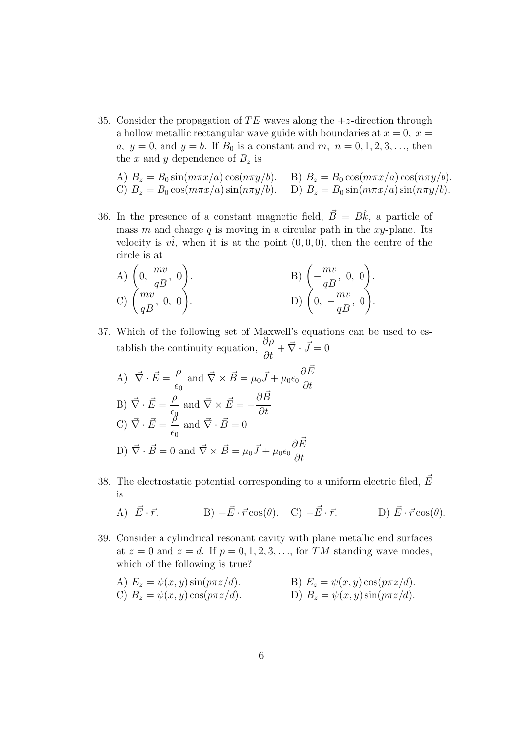35. Consider the propagation of $TE$ waves along the $+z$-direction through a hollow metallic rectangular wave guide with boundaries at $x = 0,\ x = a,\ y = 0$, and $y = b$. If $B_0$ is a constant and $m,\ n = 0, 1, 2, 3, \ldots$, then the $x$ and $y$ dependence of $B_z$ is

    A) $B_z = B_0 \sin(m\pi x/a)\cos(n\pi y/b)$.
    B) $B_z = B_0 \cos(m\pi x/a)\cos(n\pi y/b)$.
    C) $B_z = B_0 \cos(m\pi x/a)\sin(n\pi y/b)$.
    D) $B_z = B_0 \sin(m\pi x/a)\sin(n\pi y/b)$.

36. In the presence of a constant magnetic field, $\vec{B} = B\hat{k}$, a particle of mass $m$ and charge $q$ is moving in a circular path in the $xy$-plane. Its velocity is $v\hat{i}$, when it is at the point $(0, 0, 0)$, then the centre of the circle is at

    A) $\left(0,\ \dfrac{mv}{qB},\ 0\right)$.
    B) $\left(-\dfrac{mv}{qB},\ 0,\ 0\right)$.
    C) $\left(\dfrac{mv}{qB},\ 0,\ 0\right)$.
    D) $\left(0,\ -\dfrac{mv}{qB},\ 0\right)$.

37. Which of the following set of Maxwell's equations can be used to establish the continuity equation, $\dfrac{\partial \rho}{\partial t} + \vec{\nabla}\cdot\vec{J} = 0$

    A) $\vec{\nabla}\cdot\vec{E} = \dfrac{\rho}{\epsilon_0}$ and $\vec{\nabla}\times\vec{B} = \mu_0\vec{J} + \mu_0\epsilon_0\dfrac{\partial \vec{E}}{\partial t}$
    B) $\vec{\nabla}\cdot\vec{E} = \dfrac{\rho}{\epsilon_0}$ and $\vec{\nabla}\times\vec{E} = -\dfrac{\partial \vec{B}}{\partial t}$
    C) $\vec{\nabla}\cdot\vec{E} = \dfrac{\rho}{\epsilon_0}$ and $\vec{\nabla}\cdot\vec{B} = 0$
    D) $\vec{\nabla}\cdot\vec{B} = 0$ and $\vec{\nabla}\times\vec{B} = \mu_0\vec{J} + \mu_0\epsilon_0\dfrac{\partial \vec{E}}{\partial t}$

38. The electrostatic potential corresponding to a uniform electric filed, $\vec{E}$ is

    A) $\vec{E}\cdot\vec{r}$.
    B) $-\vec{E}\cdot\vec{r}\cos(\theta)$.
    C) $-\vec{E}\cdot\vec{r}$.
    D) $\vec{E}\cdot\vec{r}\cos(\theta)$.

39. Consider a cylindrical resonant cavity with plane metallic end surfaces at $z = 0$ and $z = d$. If $p = 0, 1, 2, 3, \ldots$, for $TM$ standing wave modes, which of the following is true?

    A) $E_z = \psi(x, y)\sin(p\pi z/d)$.
    B) $E_z = \psi(x, y)\cos(p\pi z/d)$.
    C) $B_z = \psi(x, y)\cos(p\pi z/d)$.
    D) $B_z = \psi(x, y)\sin(p\pi z/d)$.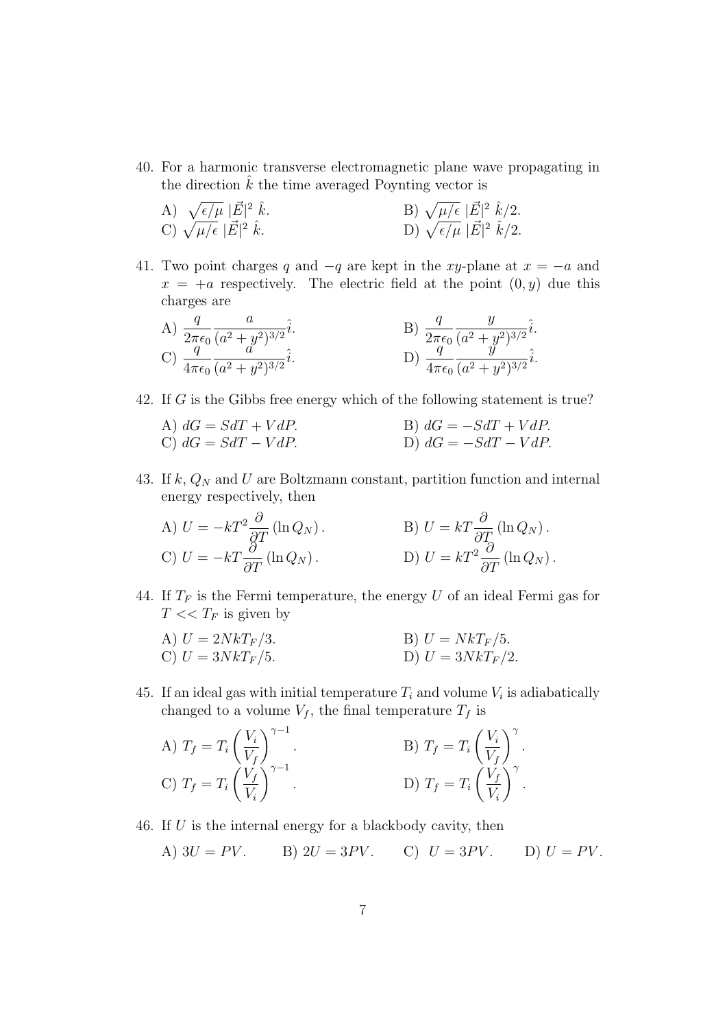40. For a harmonic transverse electromagnetic plane wave propagating in the direction $\hat{k}$ the time averaged Poynting vector is

A) $\sqrt{\epsilon/\mu}\ |\vec{E}|^2\ \hat{k}$.
B) $\sqrt{\mu/\epsilon}\ |\vec{E}|^2\ \hat{k}/2$.
C) $\sqrt{\mu/\epsilon}\ |\vec{E}|^2\ \hat{k}$.
D) $\sqrt{\epsilon/\mu}\ |\vec{E}|^2\ \hat{k}/2$.

41. Two point charges $q$ and $-q$ are kept in the $xy$-plane at $x = -a$ and $x = +a$ respectively. The electric field at the point $(0, y)$ due this charges are

A) $\dfrac{q}{2\pi\epsilon_0}\dfrac{a}{(a^2+y^2)^{3/2}}\hat{i}$.
B) $\dfrac{q}{2\pi\epsilon_0}\dfrac{y}{(a^2+y^2)^{3/2}}\hat{i}$.
C) $\dfrac{q}{4\pi\epsilon_0}\dfrac{a}{(a^2+y^2)^{3/2}}\hat{i}$.
D) $\dfrac{q}{4\pi\epsilon_0}\dfrac{y}{(a^2+y^2)^{3/2}}\hat{i}$.

42. If $G$ is the Gibbs free energy which of the following statement is true?

A) $dG = SdT + VdP$.
B) $dG = -SdT + VdP$.
C) $dG = SdT - VdP$.
D) $dG = -SdT - VdP$.

43. If $k$, $Q_N$ and $U$ are Boltzmann constant, partition function and internal energy respectively, then

A) $U = -kT^2\dfrac{\partial}{\partial T}(\ln Q_N)$.
B) $U = kT\dfrac{\partial}{\partial T}(\ln Q_N)$.
C) $U = -kT\dfrac{\partial}{\partial T}(\ln Q_N)$.
D) $U = kT^2\dfrac{\partial}{\partial T}(\ln Q_N)$.

44. If $T_F$ is the Fermi temperature, the energy $U$ of an ideal Fermi gas for $T << T_F$ is given by

A) $U = 2NkT_F/3$.
B) $U = NkT_F/5$.
C) $U = 3NkT_F/5$.
D) $U = 3NkT_F/2$.

45. If an ideal gas with initial temperature $T_i$ and volume $V_i$ is adiabatically changed to a volume $V_f$, the final temperature $T_f$ is

A) $T_f = T_i\left(\dfrac{V_i}{V_f}\right)^{\gamma-1}$.
B) $T_f = T_i\left(\dfrac{V_i}{V_f}\right)^{\gamma}$.
C) $T_f = T_i\left(\dfrac{V_f}{V_i}\right)^{\gamma-1}$.
D) $T_f = T_i\left(\dfrac{V_f}{V_i}\right)^{\gamma}$.

46. If $U$ is the internal energy for a blackbody cavity, then

A) $3U = PV$. B) $2U = 3PV$. C) $U = 3PV$. D) $U = PV$.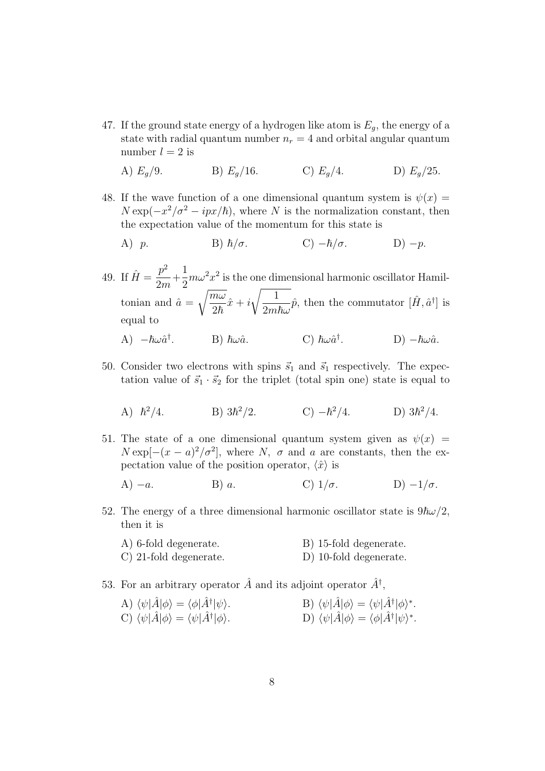47. If the ground state energy of a hydrogen like atom is $E_g$, the energy of a state with radial quantum number $n_r = 4$ and orbital angular quantum number $l = 2$ is

    A) $E_g/9$. B) $E_g/16$. C) $E_g/4$. D) $E_g/25$.

48. If the wave function of a one dimensional quantum system is $\psi(x) = N \exp(-x^2/\sigma^2 - ipx/\hbar)$, where $N$ is the normalization constant, then the expectation value of the momentum for this state is

    A) $p$. B) $\hbar/\sigma$. C) $-\hbar/\sigma$. D) $-p$.

49. If $\hat{H} = \dfrac{p^2}{2m} + \dfrac{1}{2}m\omega^2 x^2$ is the one dimensional harmonic oscillator Hamiltonian and $\hat{a} = \sqrt{\dfrac{m\omega}{2\hbar}}\hat{x} + i\sqrt{\dfrac{1}{2m\hbar\omega}}\hat{p}$, then the commutator $[\hat{H}, \hat{a}^\dagger]$ is equal to

    A) $-\hbar\omega\hat{a}^\dagger$. B) $\hbar\omega\hat{a}$. C) $\hbar\omega\hat{a}^\dagger$. D) $-\hbar\omega\hat{a}$.

50. Consider two electrons with spins $\vec{s}_1$ and $\vec{s}_1$ respectively. The expectation value of $\vec{s}_1 \cdot \vec{s}_2$ for the triplet (total spin one) state is equal to

    A) $\hbar^2/4$. B) $3\hbar^2/2$. C) $-\hbar^2/4$. D) $3\hbar^2/4$.

51. The state of a one dimensional quantum system given as $\psi(x) = N \exp[-(x-a)^2/\sigma^2]$, where $N$, $\sigma$ and $a$ are constants, then the expectation value of the position operator, $\langle \hat{x} \rangle$ is

    A) $-a$. B) $a$. C) $1/\sigma$. D) $-1/\sigma$.

52. The energy of a three dimensional harmonic oscillator state is $9\hbar\omega/2$, then it is

    A) 6-fold degenerate. B) 15-fold degenerate.
    C) 21-fold degenerate. D) 10-fold degenerate.

53. For an arbitrary operator $\hat{A}$ and its adjoint operator $\hat{A}^\dagger$,

    A) $\langle\psi|\hat{A}|\phi\rangle = \langle\phi|\hat{A}^\dagger|\psi\rangle$. B) $\langle\psi|\hat{A}|\phi\rangle = \langle\psi|\hat{A}^\dagger|\phi\rangle^*$.
    C) $\langle\psi|\hat{A}|\phi\rangle = \langle\psi|\hat{A}^\dagger|\phi\rangle$. D) $\langle\psi|\hat{A}|\phi\rangle = \langle\phi|\hat{A}^\dagger|\psi\rangle^*$.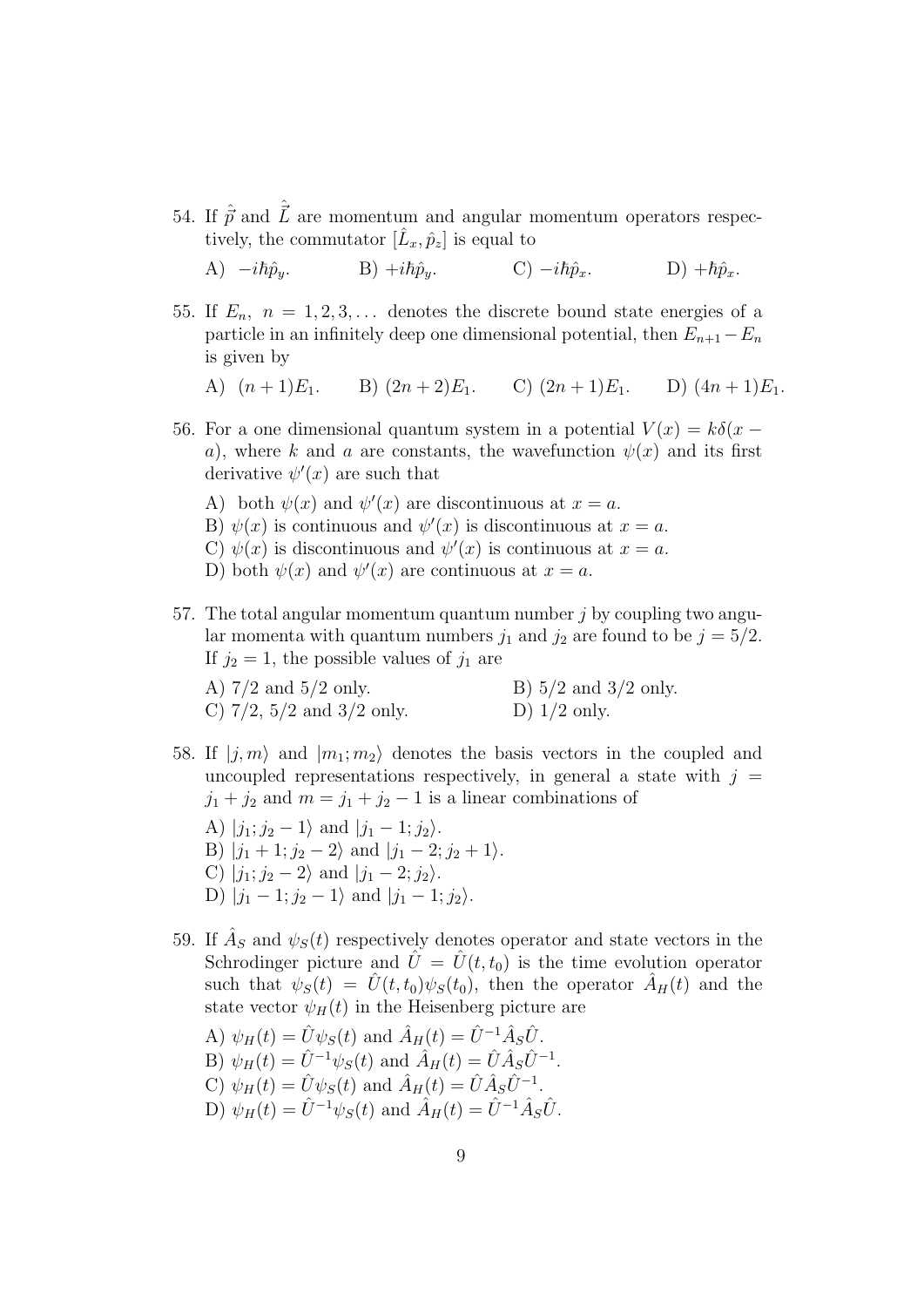54. If $\hat{\vec{p}}$ and $\hat{\vec{L}}$ are momentum and angular momentum operators respectively, the commutator $[\hat{L}_x, \hat{p}_z]$ is equal to

    A) $-i\hbar\hat{p}_y$.  B) $+i\hbar\hat{p}_y$.  C) $-i\hbar\hat{p}_x$.  D) $+\hbar\hat{p}_x$.

55. If $E_n,\ n = 1, 2, 3, \ldots$ denotes the discrete bound state energies of a particle in an infinitely deep one dimensional potential, then $E_{n+1} - E_n$ is given by

    A) $(n+1)E_1$.  B) $(2n+2)E_1$.  C) $(2n+1)E_1$.  D) $(4n+1)E_1$.

56. For a one dimensional quantum system in a potential $V(x) = k\delta(x - a)$, where $k$ and $a$ are constants, the wavefunction $\psi(x)$ and its first derivative $\psi'(x)$ are such that

    A) both $\psi(x)$ and $\psi'(x)$ are discontinuous at $x = a$.
    B) $\psi(x)$ is continuous and $\psi'(x)$ is discontinuous at $x = a$.
    C) $\psi(x)$ is discontinuous and $\psi'(x)$ is continuous at $x = a$.
    D) both $\psi(x)$ and $\psi'(x)$ are continuous at $x = a$.

57. The total angular momentum quantum number $j$ by coupling two angular momenta with quantum numbers $j_1$ and $j_2$ are found to be $j = 5/2$. If $j_2 = 1$, the possible values of $j_1$ are

    A) $7/2$ and $5/2$ only.  B) $5/2$ and $3/2$ only.
    C) $7/2$, $5/2$ and $3/2$ only.  D) $1/2$ only.

58. If $|j, m\rangle$ and $|m_1; m_2\rangle$ denotes the basis vectors in the coupled and uncoupled representations respectively, in general a state with $j = j_1 + j_2$ and $m = j_1 + j_2 - 1$ is a linear combinations of

    A) $|j_1; j_2 - 1\rangle$ and $|j_1 - 1; j_2\rangle$.
    B) $|j_1 + 1; j_2 - 2\rangle$ and $|j_1 - 2; j_2 + 1\rangle$.
    C) $|j_1; j_2 - 2\rangle$ and $|j_1 - 2; j_2\rangle$.
    D) $|j_1 - 1; j_2 - 1\rangle$ and $|j_1 - 1; j_2\rangle$.

59. If $\hat{A}_S$ and $\psi_S(t)$ respectively denotes operator and state vectors in the Schrodinger picture and $\hat{U} = \hat{U}(t, t_0)$ is the time evolution operator such that $\psi_S(t) = \hat{U}(t, t_0)\psi_S(t_0)$, then the operator $\hat{A}_H(t)$ and the state vector $\psi_H(t)$ in the Heisenberg picture are

    A) $\psi_H(t) = \hat{U}\psi_S(t)$ and $\hat{A}_H(t) = \hat{U}^{-1}\hat{A}_S\hat{U}$.
    B) $\psi_H(t) = \hat{U}^{-1}\psi_S(t)$ and $\hat{A}_H(t) = \hat{U}\hat{A}_S\hat{U}^{-1}$.
    C) $\psi_H(t) = \hat{U}\psi_S(t)$ and $\hat{A}_H(t) = \hat{U}\hat{A}_S\hat{U}^{-1}$.
    D) $\psi_H(t) = \hat{U}^{-1}\psi_S(t)$ and $\hat{A}_H(t) = \hat{U}^{-1}\hat{A}_S\hat{U}$.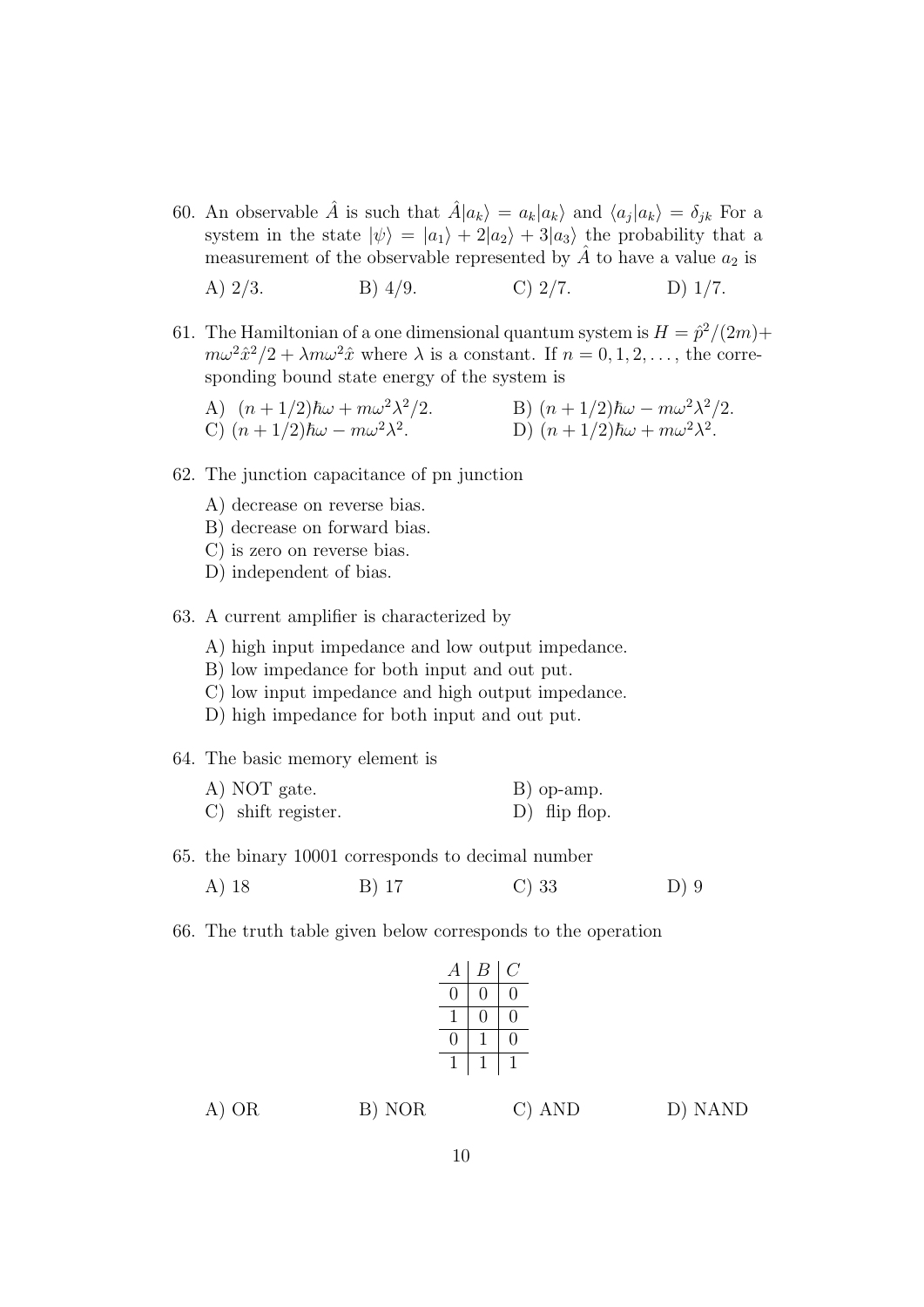60. An observable $\hat{A}$ is such that $\hat{A}|a_k\rangle = a_k|a_k\rangle$ and $\langle a_j|a_k\rangle = \delta_{jk}$ For a system in the state $|\psi\rangle = |a_1\rangle + 2|a_2\rangle + 3|a_3\rangle$ the probability that a measurement of the observable represented by $\hat{A}$ to have a value $a_2$ is

    A) 2/3. B) 4/9. C) 2/7. D) 1/7.

61. The Hamiltonian of a one dimensional quantum system is $H = \hat{p}^2/(2m) + m\omega^2\hat{x}^2/2 + \lambda m\omega^2\hat{x}$ where $\lambda$ is a constant. If $n = 0, 1, 2, \ldots$, the corresponding bound state energy of the system is

    A) $(n + 1/2)\hbar\omega + m\omega^2\lambda^2/2$.
    B) $(n + 1/2)\hbar\omega - m\omega^2\lambda^2/2$.
    C) $(n + 1/2)\hbar\omega - m\omega^2\lambda^2$.
    D) $(n + 1/2)\hbar\omega + m\omega^2\lambda^2$.

62. The junction capacitance of pn junction

    A) decrease on reverse bias.
    B) decrease on forward bias.
    C) is zero on reverse bias.
    D) independent of bias.

63. A current amplifier is characterized by

    A) high input impedance and low output impedance.
    B) low impedance for both input and out put.
    C) low input impedance and high output impedance.
    D) high impedance for both input and out put.

64. The basic memory element is

    A) NOT gate. B) op-amp.
    C) shift register. D) flip flop.

65. the binary 10001 corresponds to decimal number

    A) 18 B) 17 C) 33 D) 9

66. The truth table given below corresponds to the operation

| $A$ | $B$ | $C$ |
|---|---|---|
| 0 | 0 | 0 |
| 1 | 0 | 0 |
| 0 | 1 | 0 |
| 1 | 1 | 1 |

A) OR B) NOR C) AND D) NAND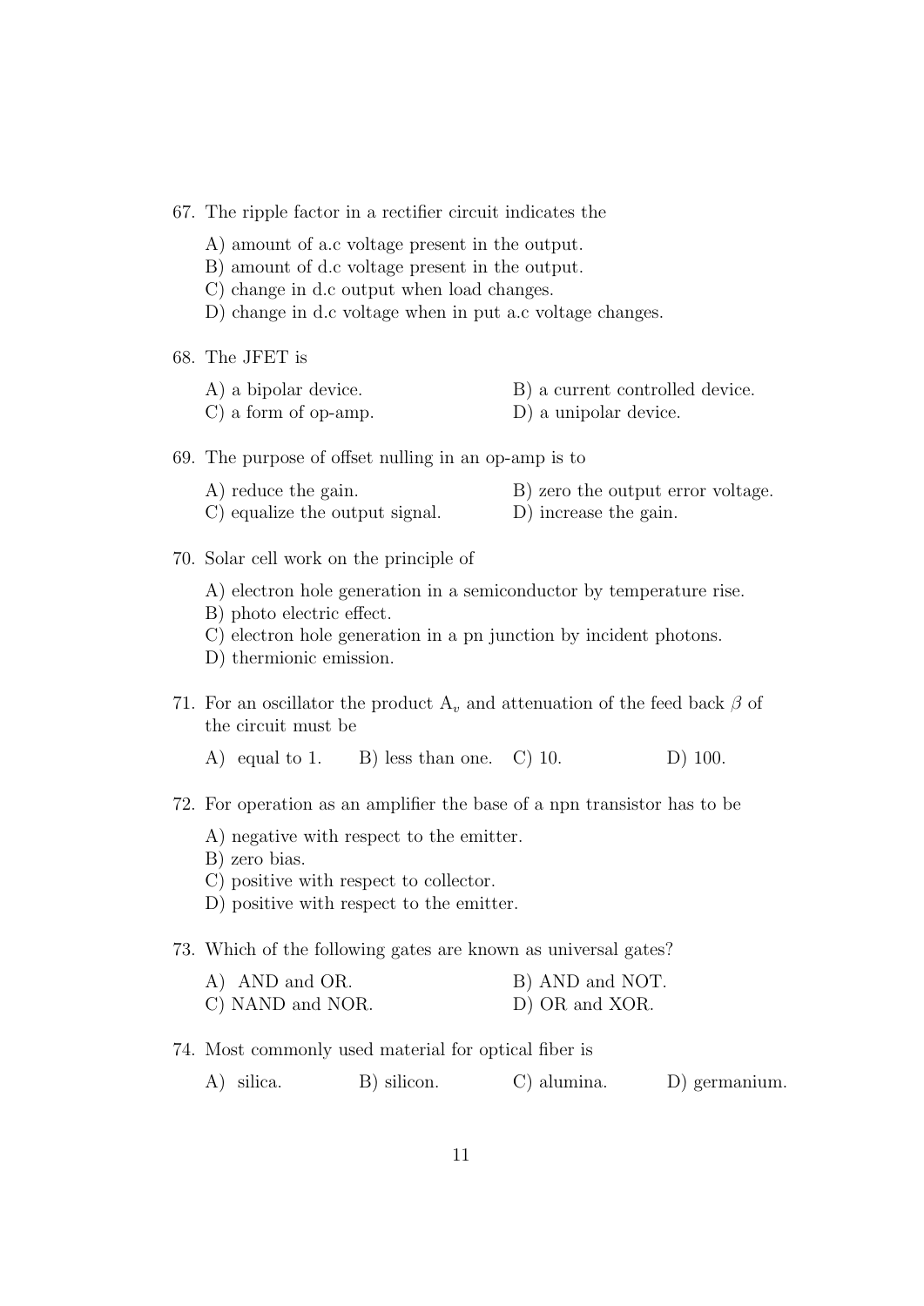67. The ripple factor in a rectifier circuit indicates the

    A) amount of a.c voltage present in the output.
    B) amount of d.c voltage present in the output.
    C) change in d.c output when load changes.
    D) change in d.c voltage when in put a.c voltage changes.

68. The JFET is

    A) a bipolar device.
    B) a current controlled device.
    C) a form of op-amp.
    D) a unipolar device.

69. The purpose of offset nulling in an op-amp is to

    A) reduce the gain.
    B) zero the output error voltage.
    C) equalize the output signal.
    D) increase the gain.

70. Solar cell work on the principle of

    A) electron hole generation in a semiconductor by temperature rise.
    B) photo electric effect.
    C) electron hole generation in a pn junction by incident photons.
    D) thermionic emission.

71. For an oscillator the product $A_v$ and attenuation of the feed back $\beta$ of the circuit must be

    A) equal to 1.
    B) less than one.
    C) 10.
    D) 100.

72. For operation as an amplifier the base of a npn transistor has to be

    A) negative with respect to the emitter.
    B) zero bias.
    C) positive with respect to collector.
    D) positive with respect to the emitter.

73. Which of the following gates are known as universal gates?

    A) AND and OR.
    B) AND and NOT.
    C) NAND and NOR.
    D) OR and XOR.

74. Most commonly used material for optical fiber is

    A) silica.
    B) silicon.
    C) alumina.
    D) germanium.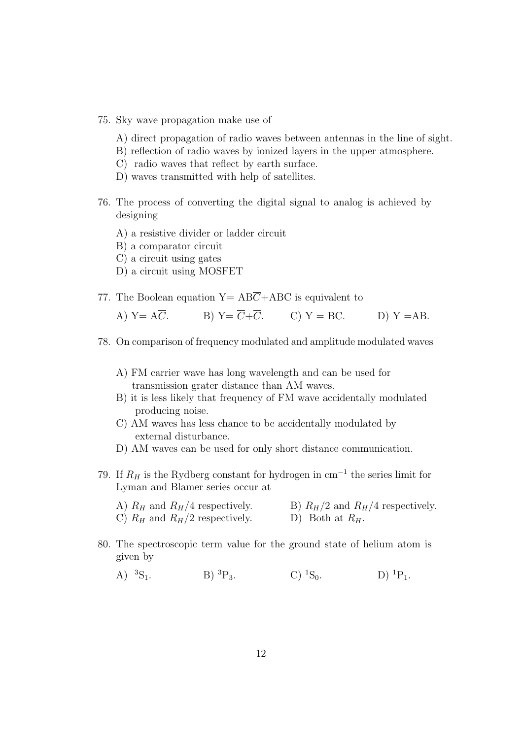75. Sky wave propagation make use of

    A) direct propagation of radio waves between antennas in the line of sight.
    B) reflection of radio waves by ionized layers in the upper atmosphere.
    C) radio waves that reflect by earth surface.
    D) waves transmitted with help of satellites.

76. The process of converting the digital signal to analog is achieved by designing

    A) a resistive divider or ladder circuit
    B) a comparator circuit
    C) a circuit using gates
    D) a circuit using MOSFET

77. The Boolean equation Y= $AB\overline{C}$+ABC is equivalent to

    A) Y= $A\overline{C}$. B) Y= $\overline{C}+\overline{C}$. C) Y = BC. D) Y =AB.

78. On comparison of frequency modulated and amplitude modulated waves

    A) FM carrier wave has long wavelength and can be used for transmission grater distance than AM waves.
    B) it is less likely that frequency of FM wave accidentally modulated producing noise.
    C) AM waves has less chance to be accidentally modulated by external disturbance.
    D) AM waves can be used for only short distance communication.

79. If $R_H$ is the Rydberg constant for hydrogen in $cm^{-1}$ the series limit for Lyman and Blamer series occur at

    A) $R_H$ and $R_H/4$ respectively. B) $R_H/2$ and $R_H/4$ respectively.
    C) $R_H$ and $R_H/2$ respectively. D) Both at $R_H$.

80. The spectroscopic term value for the ground state of helium atom is given by

    A) $^3S_1$. B) $^3P_3$. C) $^1S_0$. D) $^1P_1$.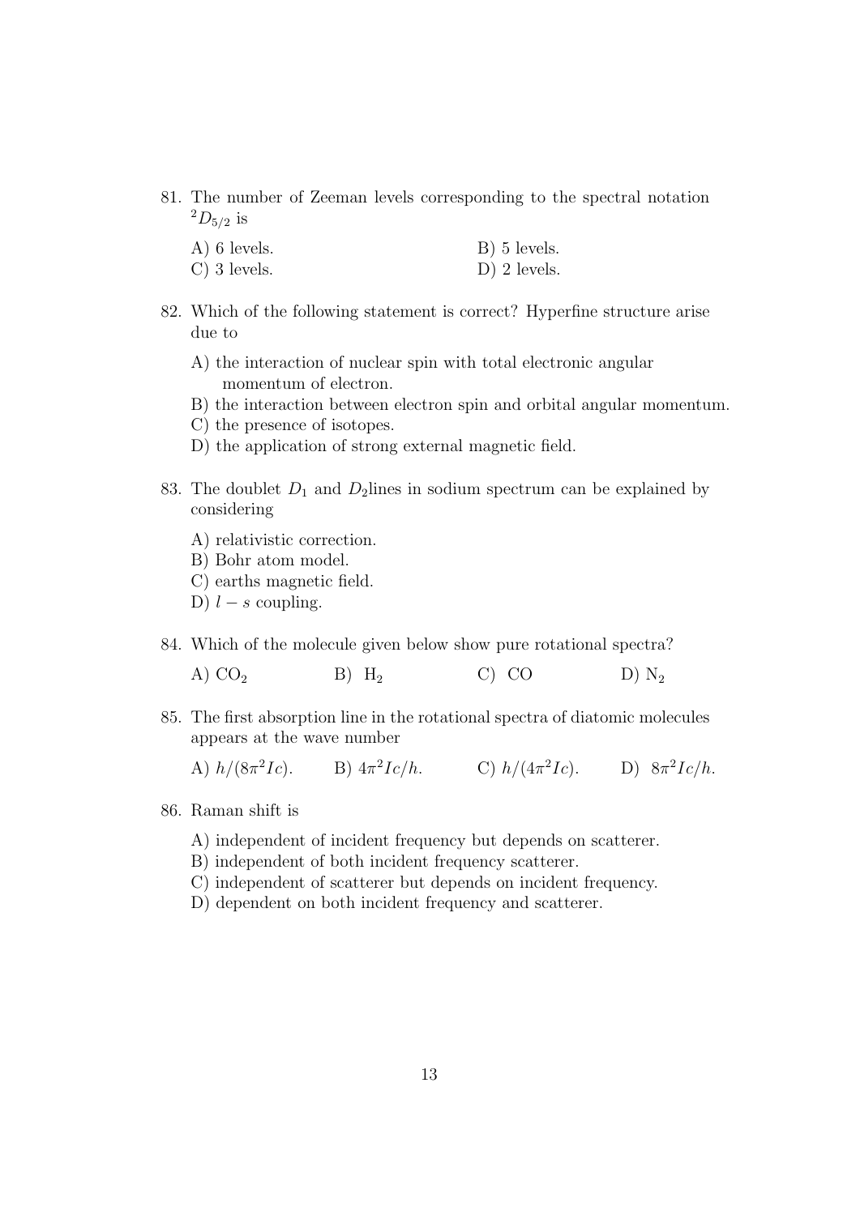81. The number of Zeeman levels corresponding to the spectral notation $^2D_{5/2}$ is

A) 6 levels.
B) 5 levels.
C) 3 levels.
D) 2 levels.

82. Which of the following statement is correct? Hyperfine structure arise due to

A) the interaction of nuclear spin with total electronic angular momentum of electron.
B) the interaction between electron spin and orbital angular momentum.
C) the presence of isotopes.
D) the application of strong external magnetic field.

83. The doublet $D_1$ and $D_2$lines in sodium spectrum can be explained by considering

A) relativistic correction.
B) Bohr atom model.
C) earths magnetic field.
D) $l - s$ coupling.

84. Which of the molecule given below show pure rotational spectra?

A) $CO_2$
B) $H_2$
C) CO
D) $N_2$

85. The first absorption line in the rotational spectra of diatomic molecules appears at the wave number

A) $h/(8\pi^2 Ic)$.
B) $4\pi^2 Ic/h$.
C) $h/(4\pi^2 Ic)$.
D) $8\pi^2 Ic/h$.

86. Raman shift is

A) independent of incident frequency but depends on scatterer.
B) independent of both incident frequency scatterer.
C) independent of scatterer but depends on incident frequency.
D) dependent on both incident frequency and scatterer.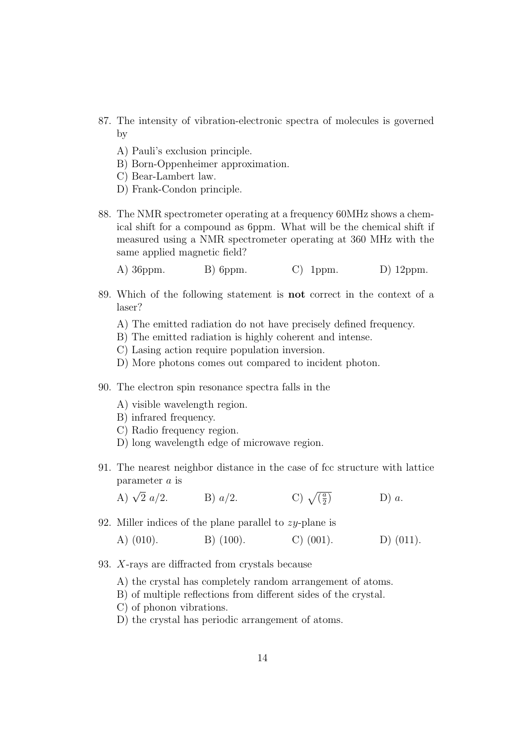87. The intensity of vibration-electronic spectra of molecules is governed by

    A) Pauli's exclusion principle.
    B) Born-Oppenheimer approximation.
    C) Bear-Lambert law.
    D) Frank-Condon principle.

88. The NMR spectrometer operating at a frequency 60MHz shows a chemical shift for a compound as 6ppm. What will be the chemical shift if measured using a NMR spectrometer operating at 360 MHz with the same applied magnetic field?

    A) 36ppm. B) 6ppm. C) 1ppm. D) 12ppm.

89. Which of the following statement is **not** correct in the context of a laser?

    A) The emitted radiation do not have precisely defined frequency.
    B) The emitted radiation is highly coherent and intense.
    C) Lasing action require population inversion.
    D) More photons comes out compared to incident photon.

90. The electron spin resonance spectra falls in the

    A) visible wavelength region.
    B) infrared frequency.
    C) Radio frequency region.
    D) long wavelength edge of microwave region.

91. The nearest neighbor distance in the case of fcc structure with lattice parameter $a$ is

    A) $\sqrt{2}\ a/2$. B) $a/2$. C) $\sqrt{(\frac{a}{2})}$ D) $a$.

92. Miller indices of the plane parallel to $zy$-plane is

    A) (010). B) (100). C) (001). D) (011).

93. $X$-rays are diffracted from crystals because

    A) the crystal has completely random arrangement of atoms.
    B) of multiple reflections from different sides of the crystal.
    C) of phonon vibrations.
    D) the crystal has periodic arrangement of atoms.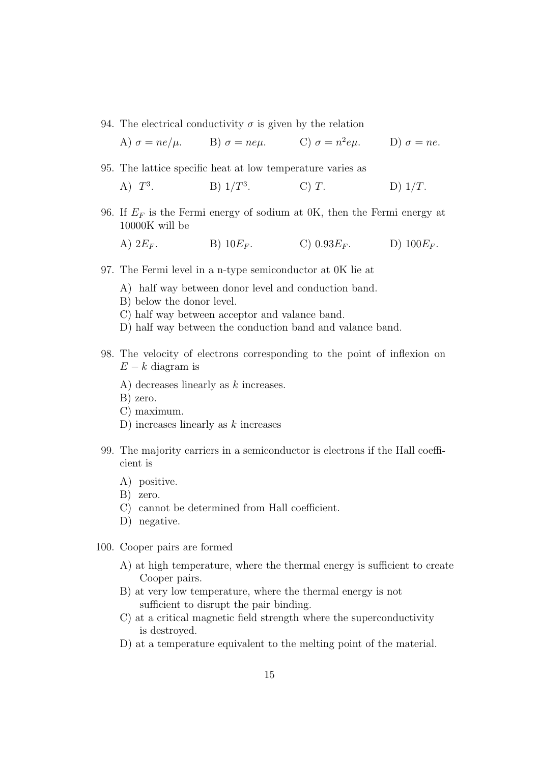94. The electrical conductivity $\sigma$ is given by the relation

 A) $\sigma = ne/\mu$. B) $\sigma = ne\mu$. C) $\sigma = n^2e\mu$. D) $\sigma = ne$.

95. The lattice specific heat at low temperature varies as

 A) $T^3$. B) $1/T^3$. C) $T$. D) $1/T$.

96. If $E_F$ is the Fermi energy of sodium at 0K, then the Fermi energy at 10000K will be

 A) $2E_F$. B) $10E_F$. C) $0.93E_F$. D) $100E_F$.

97. The Fermi level in a n-type semiconductor at 0K lie at

 A) half way between donor level and conduction band.
 B) below the donor level.
 C) half way between acceptor and valance band.
 D) half way between the conduction band and valance band.

98. The velocity of electrons corresponding to the point of inflexion on $E - k$ diagram is

 A) decreases linearly as $k$ increases.
 B) zero.
 C) maximum.
 D) increases linearly as $k$ increases

99. The majority carriers in a semiconductor is electrons if the Hall coefficient is

 A) positive.
 B) zero.
 C) cannot be determined from Hall coefficient.
 D) negative.

100. Cooper pairs are formed

 A) at high temperature, where the thermal energy is sufficient to create Cooper pairs.
 B) at very low temperature, where the thermal energy is not sufficient to disrupt the pair binding.
 C) at a critical magnetic field strength where the superconductivity is destroyed.
 D) at a temperature equivalent to the melting point of the material.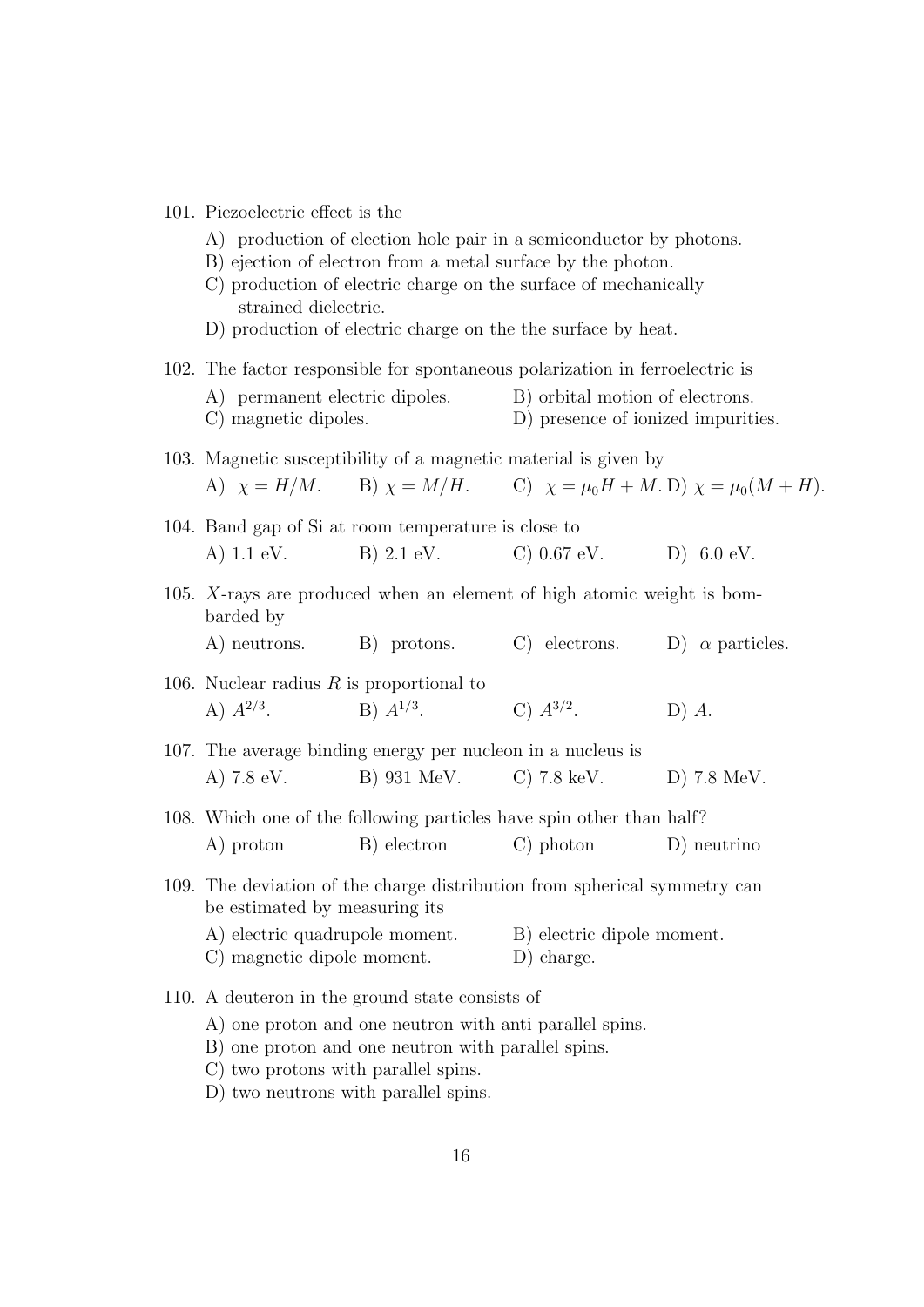101. Piezoelectric effect is the

A) production of election hole pair in a semiconductor by photons.
B) ejection of electron from a metal surface by the photon.
C) production of electric charge on the surface of mechanically strained dielectric.
D) production of electric charge on the the surface by heat.

102. The factor responsible for spontaneous polarization in ferroelectric is

A) permanent electric dipoles.
B) orbital motion of electrons.
C) magnetic dipoles.
D) presence of ionized impurities.

103. Magnetic susceptibility of a magnetic material is given by

A) $\chi = H/M$.
B) $\chi = M/H$.
C) $\chi = \mu_0 H + M$.
D) $\chi = \mu_0(M + H)$.

104. Band gap of Si at room temperature is close to

A) 1.1 eV.
B) 2.1 eV.
C) 0.67 eV.
D) 6.0 eV.

105. $X$-rays are produced when an element of high atomic weight is bombarded by

A) neutrons.
B) protons.
C) electrons.
D) $\alpha$ particles.

106. Nuclear radius $R$ is proportional to

A) $A^{2/3}$.
B) $A^{1/3}$.
C) $A^{3/2}$.
D) $A$.

107. The average binding energy per nucleon in a nucleus is

A) 7.8 eV.
B) 931 MeV.
C) 7.8 keV.
D) 7.8 MeV.

108. Which one of the following particles have spin other than half?

A) proton
B) electron
C) photon
D) neutrino

109. The deviation of the charge distribution from spherical symmetry can be estimated by measuring its

A) electric quadrupole moment.
B) electric dipole moment.
C) magnetic dipole moment.
D) charge.

110. A deuteron in the ground state consists of

A) one proton and one neutron with anti parallel spins.
B) one proton and one neutron with parallel spins.
C) two protons with parallel spins.
D) two neutrons with parallel spins.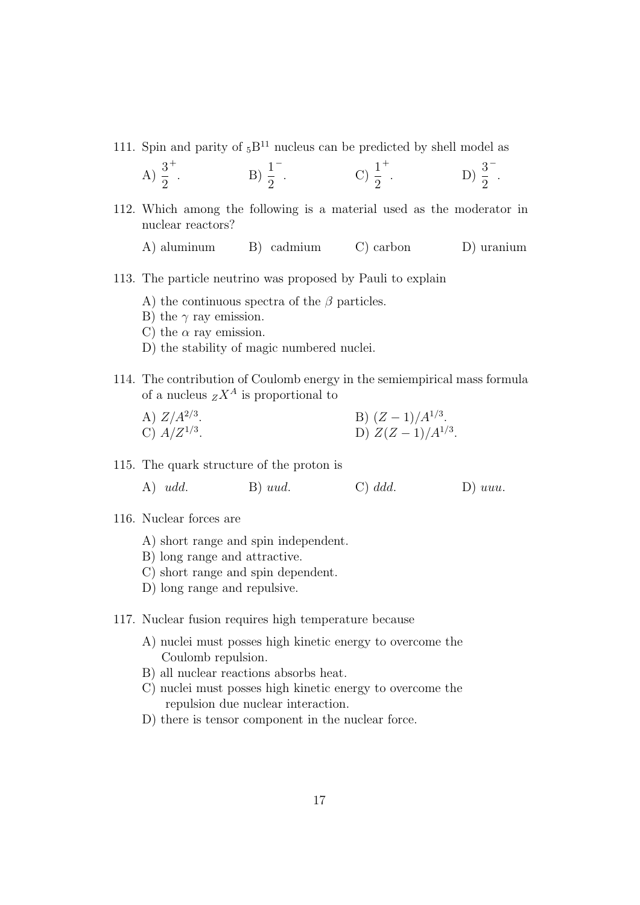111. Spin and parity of ${}_5\mathrm{B}^{11}$ nucleus can be predicted by shell model as

A) $\frac{3}{2}^+$.  B) $\frac{1}{2}^-$.  C) $\frac{1}{2}^+$.  D) $\frac{3}{2}^-$.

112. Which among the following is a material used as the moderator in nuclear reactors?

A) aluminum  B) cadmium  C) carbon  D) uranium

113. The particle neutrino was proposed by Pauli to explain

A) the continuous spectra of the $\beta$ particles.
B) the $\gamma$ ray emission.
C) the $\alpha$ ray emission.
D) the stability of magic numbered nuclei.

114. The contribution of Coulomb energy in the semiempirical mass formula of a nucleus ${}_ZX^A$ is proportional to

A) $Z/A^{2/3}$.  B) $(Z-1)/A^{1/3}$.
C) $A/Z^{1/3}$.  D) $Z(Z-1)/A^{1/3}$.

115. The quark structure of the proton is

A) $udd$.  B) $uud$.  C) $ddd$.  D) $uuu$.

116. Nuclear forces are

A) short range and spin independent.
B) long range and attractive.
C) short range and spin dependent.
D) long range and repulsive.

117. Nuclear fusion requires high temperature because

A) nuclei must posses high kinetic energy to overcome the Coulomb repulsion.
B) all nuclear reactions absorbs heat.
C) nuclei must posses high kinetic energy to overcome the repulsion due nuclear interaction.
D) there is tensor component in the nuclear force.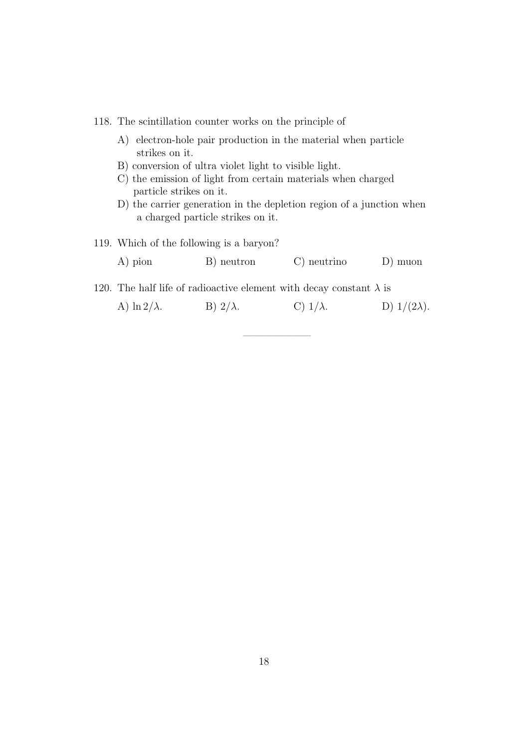118. The scintillation counter works on the principle of

    A) electron-hole pair production in the material when particle strikes on it.
    B) conversion of ultra violet light to visible light.
    C) the emission of light from certain materials when charged particle strikes on it.
    D) the carrier generation in the depletion region of a junction when a charged particle strikes on it.

119. Which of the following is a baryon?

    A) pion　　B) neutron　　C) neutrino　　D) muon

120. The half life of radioactive element with decay constant $\lambda$ is

    A) $\ln 2/\lambda$.　　B) $2/\lambda$.　　C) $1/\lambda$.　　D) $1/(2\lambda)$.

---